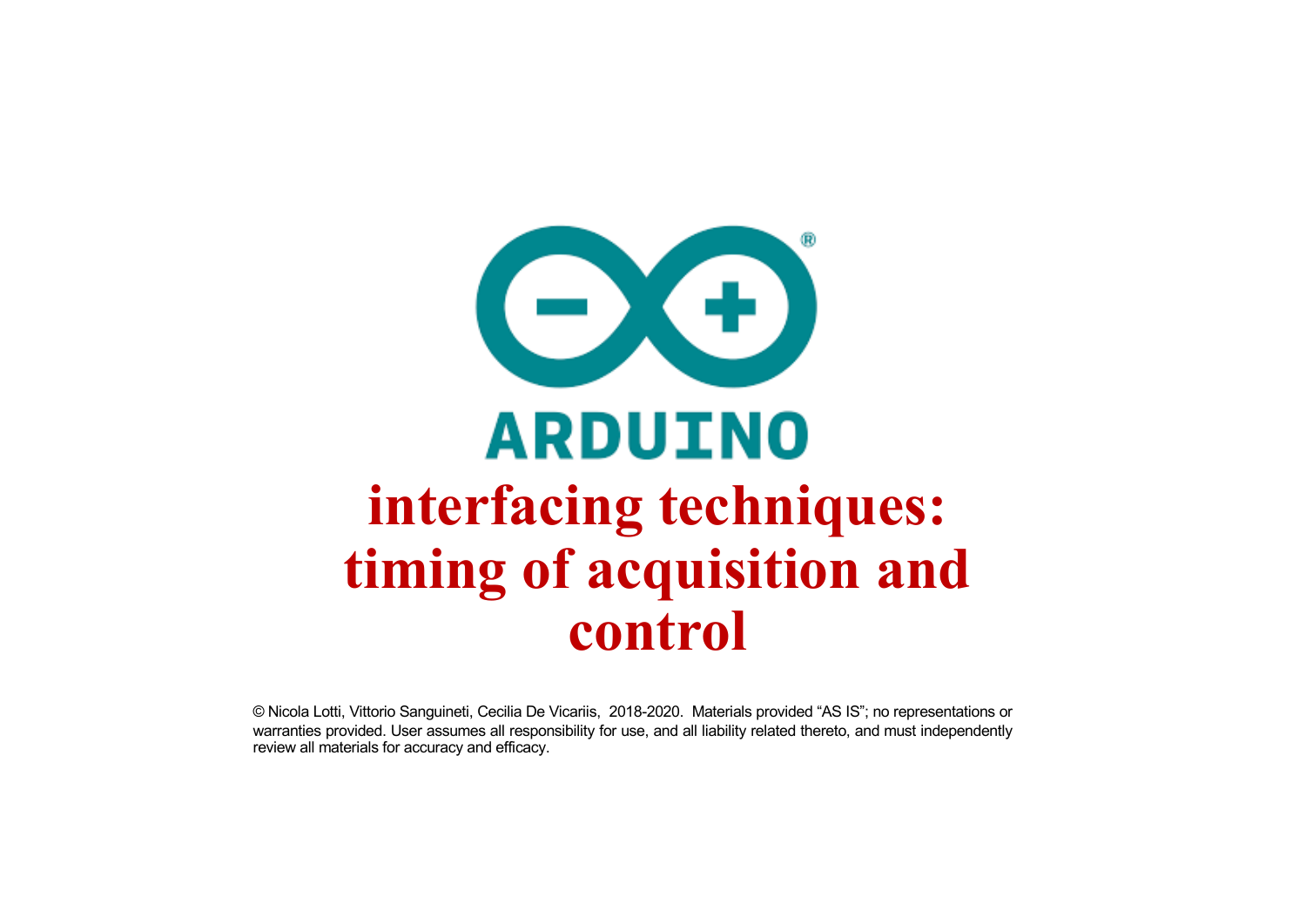ARDUINO

# interfacing techniques: timing of acquisition and control

© Nicola Lotti, Vittorio Sanguineti, Cecilia De Vicariis, 2018-2020. Materials provided "AS IS"; no representations or warranties provided. User assumes all responsibility for use, and all liability related thereto, and must independently review all materials for accuracy and efficacy.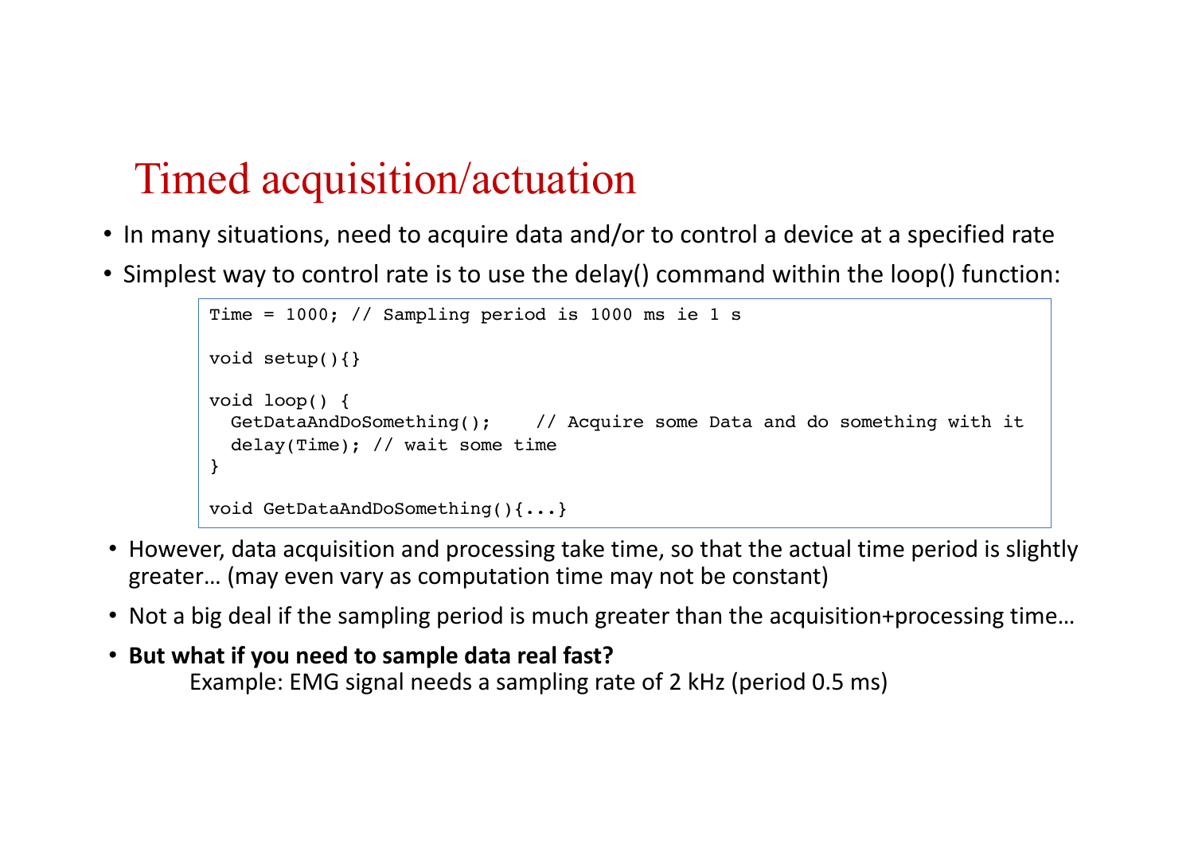# Timed acquisition/actuation

- In many situations, need to acquire data and/or to control a device at a specified rate
- Simplest way to control rate is to use the delay() command within the loop() function:

```
Time = 1000; // Sampling period is 1000 ms ie 1 s

void setup(){}

void loop() {
  GetDataAndDoSomething();    // Acquire some Data and do something with it
  delay(Time); // wait some time
}

void GetDataAndDoSomething(){...}
```

- However, data acquisition and processing take time, so that the actual time period is slightly greater… (may even vary as computation time may not be constant)
- Not a big deal if the sampling period is much greater than the acquisition+processing time…
- **But what if you need to sample data real fast?**

  Example: EMG signal needs a sampling rate of 2 kHz (period 0.5 ms)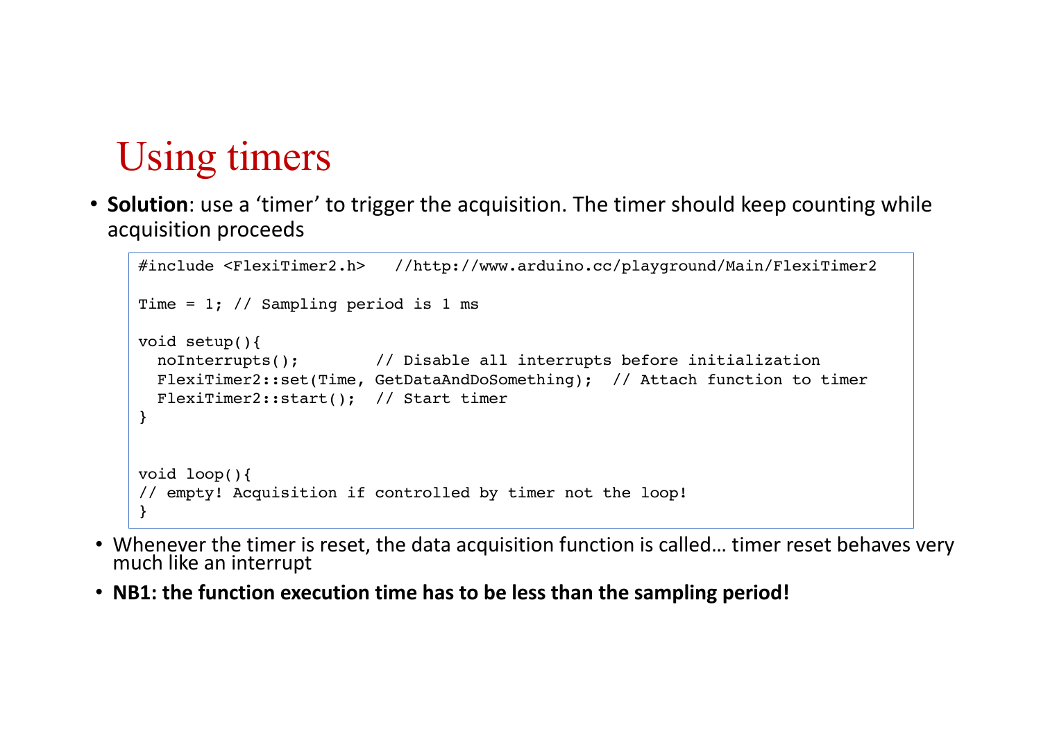# Using timers

- **Solution**: use a 'timer' to trigger the acquisition. The timer should keep counting while acquisition proceeds

```
#include <FlexiTimer2.h>   //http://www.arduino.cc/playground/Main/FlexiTimer2

Time = 1; // Sampling period is 1 ms

void setup(){
  noInterrupts();        // Disable all interrupts before initialization
  FlexiTimer2::set(Time, GetDataAndDoSomething);  // Attach function to timer
  FlexiTimer2::start();  // Start timer
}


void loop(){
// empty! Acquisition if controlled by timer not the loop!
}
```

- Whenever the timer is reset, the data acquisition function is called… timer reset behaves very much like an interrupt
- **NB1: the function execution time has to be less than the sampling period!**